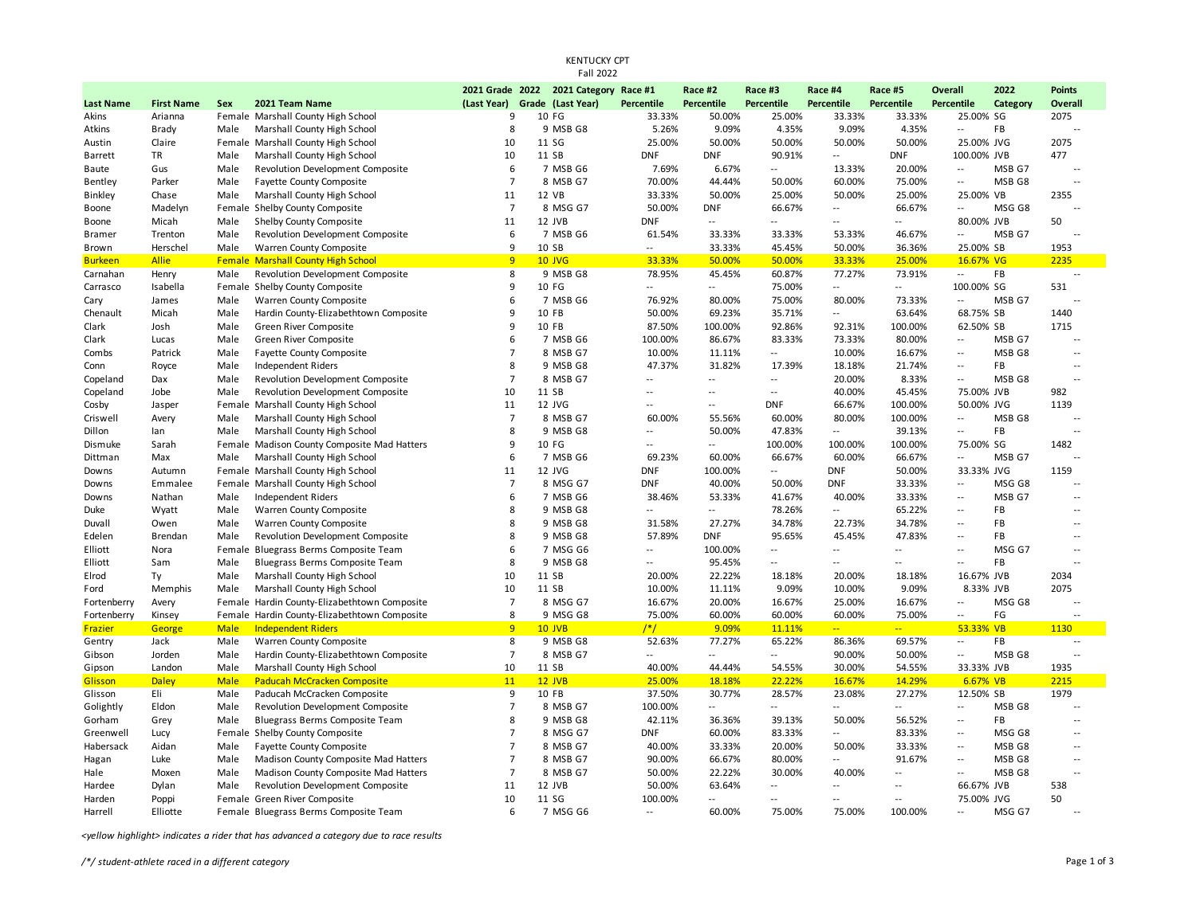# KENTUCKY CPT

## Fall 2022

| Last Name | First Name | Sex | 2021 Team Name | 2021 Grade (Last Year) | 2022 Grade | 2021 Category (Last Year) | Race #1 Percentile | Race #2 Percentile | Race #3 Percentile | Race #4 Percentile | Race #5 Percentile | Overall Percentile | 2022 Category | Points Overall |
|---|---|---|---|---|---|---|---|---|---|---|---|---|---|---|
| Akins | Arianna | Female | Marshall County High School | 9 | 10 | FG | 33.33% | 50.00% | 25.00% | 33.33% | 33.33% | 25.00% | SG | 2075 |
| Atkins | Brady | Male | Marshall County High School | 8 | 9 | MSB G8 | 5.26% | 9.09% | 4.35% | 9.09% | 4.35% | -- | FB | -- |
| Austin | Claire | Female | Marshall County High School | 10 | 11 | SG | 25.00% | 50.00% | 50.00% | 50.00% | 50.00% | 25.00% | JVG | 2075 |
| Barrett | TR | Male | Marshall County High School | 10 | 11 | SB | DNF | DNF | 90.91% | -- | DNF | 100.00% | JVB | 477 |
| Baute | Gus | Male | Revolution Development Composite | 6 | 7 | MSB G6 | 7.69% | 6.67% | -- | 13.33% | 20.00% | -- | MSB G7 | -- |
| Bentley | Parker | Male | Fayette County Composite | 7 | 8 | MSB G7 | 70.00% | 44.44% | 50.00% | 60.00% | 75.00% | -- | MSB G8 | -- |
| Binkley | Chase | Male | Marshall County High School | 11 | 12 | VB | 33.33% | 50.00% | 25.00% | 50.00% | 25.00% | 25.00% | VB | 2355 |
| Boone | Madelyn | Female | Shelby County Composite | 7 | 8 | MSG G7 | 50.00% | DNF | 66.67% | -- | 66.67% | -- | MSG G8 | -- |
| Boone | Micah | Male | Shelby County Composite | 11 | 12 | JVB | DNF | -- | -- | -- | -- | 80.00% | JVB | 50 |
| Bramer | Trenton | Male | Revolution Development Composite | 6 | 7 | MSB G6 | 61.54% | 33.33% | 33.33% | 53.33% | 46.67% | -- | MSB G7 | -- |
| Brown | Herschel | Male | Warren County Composite | 9 | 10 | SB | -- | 33.33% | 45.45% | 50.00% | 36.36% | 25.00% | SB | 1953 |
| Burkeen | Allie | Female | Marshall County High School | 9 | 10 | JVG | 33.33% | 50.00% | 50.00% | 33.33% | 25.00% | 16.67% | VG | 2235 |
| Carnahan | Henry | Male | Revolution Development Composite | 8 | 9 | MSB G8 | 78.95% | 45.45% | 60.87% | 77.27% | 73.91% | -- | FB | -- |
| Carrasco | Isabella | Female | Shelby County Composite | 9 | 10 | FG | -- | -- | 75.00% | -- | -- | 100.00% | SG | 531 |
| Cary | James | Male | Warren County Composite | 6 | 7 | MSB G6 | 76.92% | 80.00% | 75.00% | 80.00% | 73.33% | -- | MSB G7 | -- |
| Chenault | Micah | Male | Hardin County-Elizabethtown Composite | 9 | 10 | FB | 50.00% | 69.23% | 35.71% | -- | 63.64% | 68.75% | SB | 1440 |
| Clark | Josh | Male | Green River Composite | 9 | 10 | FB | 87.50% | 100.00% | 92.86% | 92.31% | 100.00% | 62.50% | SB | 1715 |
| Clark | Lucas | Male | Green River Composite | 6 | 7 | MSB G6 | 100.00% | 86.67% | 83.33% | 73.33% | 80.00% | -- | MSB G7 | -- |
| Combs | Patrick | Male | Fayette County Composite | 7 | 8 | MSB G7 | 10.00% | 11.11% | -- | 10.00% | 16.67% | -- | MSB G8 | -- |
| Conn | Royce | Male | Independent Riders | 8 | 9 | MSB G8 | 47.37% | 31.82% | 17.39% | 18.18% | 21.74% | -- | FB | -- |
| Copeland | Dax | Male | Revolution Development Composite | 7 | 8 | MSB G7 | -- | -- | -- | 20.00% | 8.33% | -- | MSB G8 | -- |
| Copeland | Jobe | Male | Revolution Development Composite | 10 | 11 | SB | -- | -- | -- | 40.00% | 45.45% | 75.00% | JVB | 982 |
| Cosby | Jasper | Female | Marshall County High School | 11 | 12 | JVG | -- | -- | DNF | 66.67% | 100.00% | 50.00% | JVG | 1139 |
| Criswell | Avery | Male | Marshall County High School | 7 | 8 | MSB G7 | 60.00% | 55.56% | 60.00% | 80.00% | 100.00% | -- | MSB G8 | -- |
| Dillon | Ian | Male | Marshall County High School | 8 | 9 | MSB G8 | -- | 50.00% | 47.83% | -- | 39.13% | -- | FB | -- |
| Dismuke | Sarah | Female | Madison County Composite Mad Hatters | 9 | 10 | FG | -- | -- | 100.00% | 100.00% | 100.00% | 75.00% | SG | 1482 |
| Dittman | Max | Male | Marshall County High School | 6 | 7 | MSB G6 | 69.23% | 60.00% | 66.67% | 60.00% | 66.67% | -- | MSB G7 | -- |
| Downs | Autumn | Female | Marshall County High School | 11 | 12 | JVG | DNF | 100.00% | -- | DNF | 50.00% | 33.33% | JVG | 1159 |
| Downs | Emmalee | Female | Marshall County High School | 7 | 8 | MSG G7 | DNF | 40.00% | 50.00% | DNF | 33.33% | -- | MSG G8 | -- |
| Downs | Nathan | Male | Independent Riders | 6 | 7 | MSB G6 | 38.46% | 53.33% | 41.67% | 40.00% | 33.33% | -- | MSB G7 | -- |
| Duke | Wyatt | Male | Warren County Composite | 8 | 9 | MSB G8 | -- | -- | 78.26% | -- | 65.22% | -- | FB | -- |
| Duvall | Owen | Male | Warren County Composite | 8 | 9 | MSB G8 | 31.58% | 27.27% | 34.78% | 22.73% | 34.78% | -- | FB | -- |
| Edelen | Brendan | Male | Revolution Development Composite | 8 | 9 | MSB G8 | 57.89% | DNF | 95.65% | 45.45% | 47.83% | -- | FB | -- |
| Elliott | Nora | Female | Bluegrass Berms Composite Team | 6 | 7 | MSG G6 | -- | 100.00% | -- | -- | -- | -- | MSG G7 | -- |
| Elliott | Sam | Male | Bluegrass Berms Composite Team | 8 | 9 | MSB G8 | -- | 95.45% | -- | -- | -- | -- | FB | -- |
| Elrod | Ty | Male | Marshall County High School | 10 | 11 | SB | 20.00% | 22.22% | 18.18% | 20.00% | 18.18% | 16.67% | JVB | 2034 |
| Ford | Memphis | Male | Marshall County High School | 10 | 11 | SB | 10.00% | 11.11% | 9.09% | 10.00% | 9.09% | 8.33% | JVB | 2075 |
| Fortenberry | Avery | Female | Hardin County-Elizabethtown Composite | 7 | 8 | MSG G7 | 16.67% | 20.00% | 16.67% | 25.00% | 16.67% | -- | MSG G8 | -- |
| Fortenberry | Kinsey | Female | Hardin County-Elizabethtown Composite | 8 | 9 | MSG G8 | 75.00% | 60.00% | 60.00% | 60.00% | 75.00% | -- | FG | -- |
| Frazier | George | Male | Independent Riders | 9 | 10 | JVB | /*/ | 9.09% | 11.11% | -- | -- | 53.33% | VB | 1130 |
| Gentry | Jack | Male | Warren County Composite | 8 | 9 | MSB G8 | 52.63% | 77.27% | 65.22% | 86.36% | 69.57% | -- | FB | -- |
| Gibson | Jorden | Male | Hardin County-Elizabethtown Composite | 7 | 8 | MSB G7 | -- | -- | -- | 90.00% | 50.00% | -- | MSB G8 | -- |
| Gipson | Landon | Male | Marshall County High School | 10 | 11 | SB | 40.00% | 44.44% | 54.55% | 30.00% | 54.55% | 33.33% | JVB | 1935 |
| Glisson | Daley | Male | Paducah McCracken Composite | 11 | 12 | JVB | 25.00% | 18.18% | 22.22% | 16.67% | 14.29% | 6.67% | VB | 2215 |
| Glisson | Eli | Male | Paducah McCracken Composite | 9 | 10 | FB | 37.50% | 30.77% | 28.57% | 23.08% | 27.27% | 12.50% | SB | 1979 |
| Golightly | Eldon | Male | Revolution Development Composite | 7 | 8 | MSB G7 | 100.00% | -- | -- | -- | -- | -- | MSB G8 | -- |
| Gorham | Grey | Male | Bluegrass Berms Composite Team | 8 | 9 | MSB G8 | 42.11% | 36.36% | 39.13% | 50.00% | 56.52% | -- | FB | -- |
| Greenwell | Lucy | Female | Shelby County Composite | 7 | 8 | MSG G7 | DNF | 60.00% | 83.33% | -- | 83.33% | -- | MSG G8 | -- |
| Habersack | Aidan | Male | Fayette County Composite | 7 | 8 | MSB G7 | 40.00% | 33.33% | 20.00% | 50.00% | 33.33% | -- | MSB G8 | -- |
| Hagan | Luke | Male | Madison County Composite Mad Hatters | 7 | 8 | MSB G7 | 90.00% | 66.67% | 80.00% | -- | 91.67% | -- | MSB G8 | -- |
| Hale | Moxen | Male | Madison County Composite Mad Hatters | 7 | 8 | MSB G7 | 50.00% | 22.22% | 30.00% | 40.00% | -- | -- | MSB G8 | -- |
| Hardee | Dylan | Male | Revolution Development Composite | 11 | 12 | JVB | 50.00% | 63.64% | -- | -- | -- | 66.67% | JVB | 538 |
| Harden | Poppi | Female | Green River Composite | 10 | 11 | SG | 100.00% | -- | -- | -- | -- | 75.00% | JVG | 50 |
| Harrell | Elliotte | Female | Bluegrass Berms Composite Team | 6 | 7 | MSG G6 | -- | 60.00% | 75.00% | 75.00% | 100.00% | -- | MSG G7 | -- |

*<yellow highlight> indicates a rider that has advanced a category due to race results*

*/*/ student-athlete raced in a different category*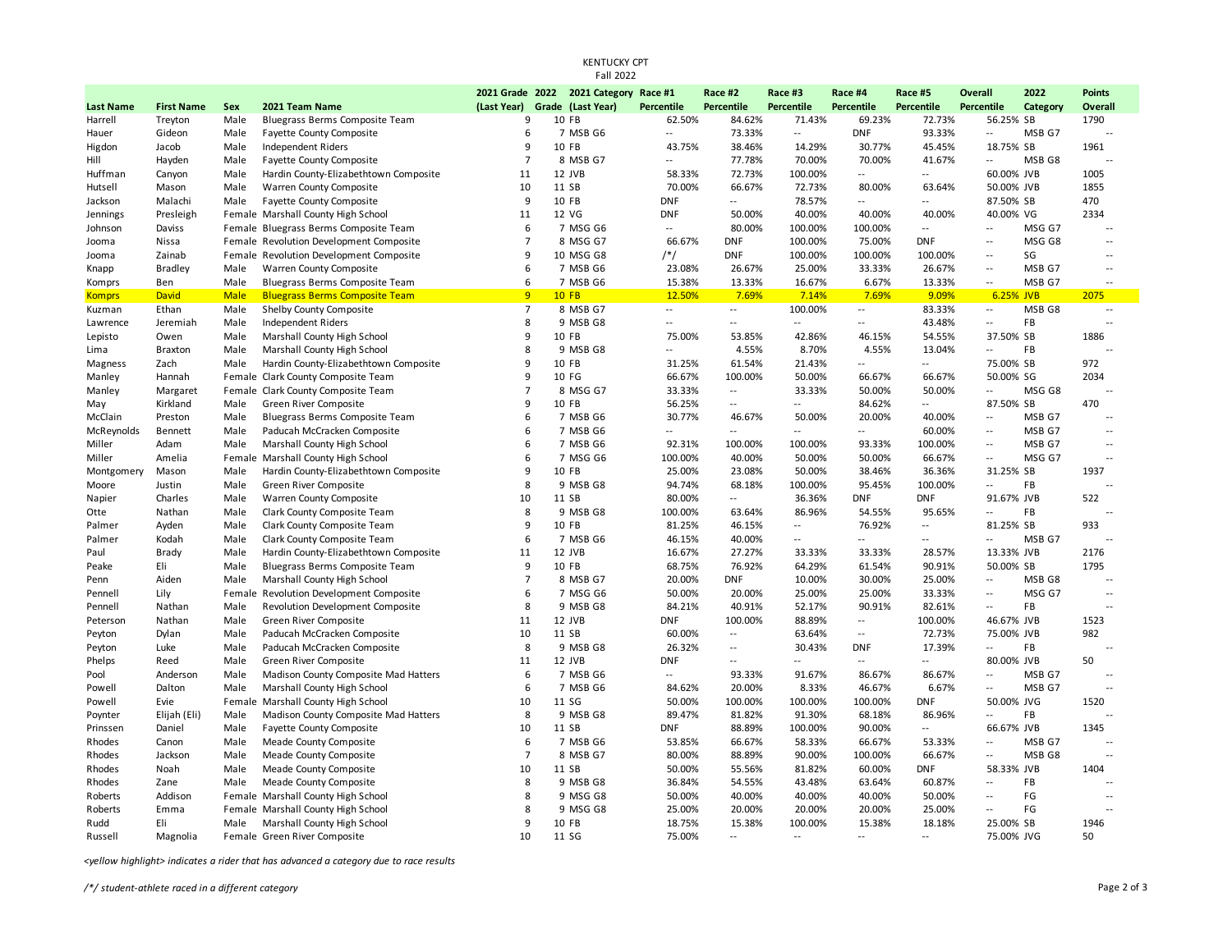KENTUCKY CPT
Fall 2022

| Last Name | First Name | Sex | 2021 Team Name | 2021 Grade (Last Year) | 2022 Grade | 2021 Category (Last Year) | Race #1 Percentile | Race #2 Percentile | Race #3 Percentile | Race #4 Percentile | Race #5 Percentile | Overall Percentile | 2022 Category | Points Overall |
|---|---|---|---|---|---|---|---|---|---|---|---|---|---|---|
| Harrell | Treyton | Male | Bluegrass Berms Composite Team | 9 | 10 | FB | 62.50% | 84.62% | 71.43% | 69.23% | 72.73% | 56.25% | SB | 1790 |
| Hauer | Gideon | Male | Fayette County Composite | 6 | 7 | MSB G6 | -- | 73.33% | -- | DNF | 93.33% | -- | MSB G7 | -- |
| Higdon | Jacob | Male | Independent Riders | 9 | 10 | FB | 43.75% | 38.46% | 14.29% | 30.77% | 45.45% | 18.75% | SB | 1961 |
| Hill | Hayden | Male | Fayette County Composite | 7 | 8 | MSB G7 | -- | 77.78% | 70.00% | 70.00% | 41.67% | -- | MSB G8 | -- |
| Huffman | Canyon | Male | Hardin County-Elizabethtown Composite | 11 | 12 | JVB | 58.33% | 72.73% | 100.00% | -- | -- | 60.00% | JVB | 1005 |
| Hutsell | Mason | Male | Warren County Composite | 10 | 11 | SB | 70.00% | 66.67% | 72.73% | 80.00% | 63.64% | 50.00% | JVB | 1855 |
| Jackson | Malachi | Male | Fayette County Composite | 9 | 10 | FB | DNF | -- | 78.57% | -- | -- | 87.50% | SB | 470 |
| Jennings | Presleigh | Female | Marshall County High School | 11 | 12 | VG | DNF | 50.00% | 40.00% | 40.00% | 40.00% | 40.00% | VG | 2334 |
| Johnson | Daviss | Female | Bluegrass Berms Composite Team | 6 | 7 | MSG G6 | -- | 80.00% | 100.00% | 100.00% | -- | -- | MSG G7 | -- |
| Jooma | Nissa | Female | Revolution Development Composite | 7 | 8 | MSG G7 | 66.67% | DNF | 100.00% | 75.00% | DNF | -- | MSG G8 | -- |
| Jooma | Zainab | Female | Revolution Development Composite | 9 | 10 | MSG G8 | /*/ | DNF | 100.00% | 100.00% | 100.00% | -- | SG | -- |
| Knapp | Bradley | Male | Warren County Composite | 6 | 7 | MSB G6 | 23.08% | 26.67% | 25.00% | 33.33% | 26.67% | -- | MSB G7 | -- |
| Komprs | Ben | Male | Bluegrass Berms Composite Team | 6 | 7 | MSB G6 | 15.38% | 13.33% | 16.67% | 6.67% | 13.33% | -- | MSB G7 | -- |
| Komprs | David | Male | Bluegrass Berms Composite Team | 9 | 10 | FB | 12.50% | 7.69% | 7.14% | 7.69% | 9.09% | 6.25% | JVB | 2075 |
| Kuzman | Ethan | Male | Shelby County Composite | 7 | 8 | MSB G7 | -- | -- | 100.00% | -- | 83.33% | -- | MSB G8 | -- |
| Lawrence | Jeremiah | Male | Independent Riders | 8 | 9 | MSB G8 | -- | -- | -- | -- | 43.48% | -- | FB | -- |
| Lepisto | Owen | Male | Marshall County High School | 9 | 10 | FB | 75.00% | 53.85% | 42.86% | 46.15% | 54.55% | 37.50% | SB | 1886 |
| Lima | Braxton | Male | Marshall County High School | 8 | 9 | MSB G8 | -- | 4.55% | 8.70% | 4.55% | 13.04% | -- | FB | -- |
| Magness | Zach | Male | Hardin County-Elizabethtown Composite | 9 | 10 | FB | 31.25% | 61.54% | 21.43% | -- | -- | 75.00% | SB | 972 |
| Manley | Hannah | Female | Clark County Composite Team | 9 | 10 | FG | 66.67% | 100.00% | 50.00% | 66.67% | 66.67% | 50.00% | SG | 2034 |
| Manley | Margaret | Female | Clark County Composite Team | 7 | 8 | MSG G7 | 33.33% | -- | 33.33% | 50.00% | 50.00% | -- | MSG G8 | -- |
| May | Kirkland | Male | Green River Composite | 9 | 10 | FB | 56.25% | -- | -- | 84.62% | -- | 87.50% | SB | 470 |
| McClain | Preston | Male | Bluegrass Berms Composite Team | 6 | 7 | MSB G6 | 30.77% | 46.67% | 50.00% | 20.00% | 40.00% | -- | MSB G7 | -- |
| McReynolds | Bennett | Male | Paducah McCracken Composite | 6 | 7 | MSB G6 | -- | -- | -- | -- | 60.00% | -- | MSB G7 | -- |
| Miller | Adam | Male | Marshall County High School | 6 | 7 | MSB G6 | 92.31% | 100.00% | 100.00% | 93.33% | 100.00% | -- | MSB G7 | -- |
| Miller | Amelia | Female | Marshall County High School | 6 | 7 | MSG G6 | 100.00% | 40.00% | 50.00% | 50.00% | 66.67% | -- | MSG G7 | -- |
| Montgomery | Mason | Male | Hardin County-Elizabethtown Composite | 9 | 10 | FB | 25.00% | 23.08% | 50.00% | 38.46% | 36.36% | 31.25% | SB | 1937 |
| Moore | Justin | Male | Green River Composite | 8 | 9 | MSB G8 | 94.74% | 68.18% | 100.00% | 95.45% | 100.00% | -- | FB | -- |
| Napier | Charles | Male | Warren County Composite | 10 | 11 | SB | 80.00% | -- | 36.36% | DNF | DNF | 91.67% | JVB | 522 |
| Otte | Nathan | Male | Clark County Composite Team | 8 | 9 | MSB G8 | 100.00% | 63.64% | 86.96% | 54.55% | 95.65% | -- | FB | -- |
| Palmer | Ayden | Male | Clark County Composite Team | 9 | 10 | FB | 81.25% | 46.15% | -- | 76.92% | -- | 81.25% | SB | 933 |
| Palmer | Kodah | Male | Clark County Composite Team | 6 | 7 | MSB G6 | 46.15% | 40.00% | -- | -- | -- | -- | MSB G7 | -- |
| Paul | Brady | Male | Hardin County-Elizabethtown Composite | 11 | 12 | JVB | 16.67% | 27.27% | 33.33% | 33.33% | 28.57% | 13.33% | JVB | 2176 |
| Peake | Eli | Male | Bluegrass Berms Composite Team | 9 | 10 | FB | 68.75% | 76.92% | 64.29% | 61.54% | 90.91% | 50.00% | SB | 1795 |
| Penn | Aiden | Male | Marshall County High School | 7 | 8 | MSB G7 | 20.00% | DNF | 10.00% | 30.00% | 25.00% | -- | MSB G8 | -- |
| Pennell | Lily | Female | Revolution Development Composite | 6 | 7 | MSG G6 | 50.00% | 20.00% | 25.00% | 25.00% | 33.33% | -- | MSG G7 | -- |
| Pennell | Nathan | Male | Revolution Development Composite | 8 | 9 | MSB G8 | 84.21% | 40.91% | 52.17% | 90.91% | 82.61% | -- | FB | -- |
| Peterson | Nathan | Male | Green River Composite | 11 | 12 | JVB | DNF | 100.00% | 88.89% | -- | 100.00% | 46.67% | JVB | 1523 |
| Peyton | Dylan | Male | Paducah McCracken Composite | 10 | 11 | SB | 60.00% | -- | 63.64% | -- | 72.73% | 75.00% | JVB | 982 |
| Peyton | Luke | Male | Paducah McCracken Composite | 8 | 9 | MSB G8 | 26.32% | -- | 30.43% | DNF | 17.39% | -- | FB | -- |
| Phelps | Reed | Male | Green River Composite | 11 | 12 | JVB | DNF | -- | -- | -- | -- | 80.00% | JVB | 50 |
| Pool | Anderson | Male | Madison County Composite Mad Hatters | 6 | 7 | MSB G6 | -- | 93.33% | 91.67% | 86.67% | 86.67% | -- | MSB G7 | -- |
| Powell | Dalton | Male | Marshall County High School | 6 | 7 | MSB G6 | 84.62% | 20.00% | 8.33% | 46.67% | 6.67% | -- | MSB G7 | -- |
| Powell | Evie | Female | Marshall County High School | 10 | 11 | SG | 50.00% | 100.00% | 100.00% | 100.00% | DNF | 50.00% | JVG | 1520 |
| Poynter | Elijah (Eli) | Male | Madison County Composite Mad Hatters | 8 | 9 | MSB G8 | 89.47% | 81.82% | 91.30% | 68.18% | 86.96% | -- | FB | -- |
| Prinssen | Daniel | Male | Fayette County Composite | 10 | 11 | SB | DNF | 88.89% | 100.00% | 90.00% | -- | 66.67% | JVB | 1345 |
| Rhodes | Canon | Male | Meade County Composite | 6 | 7 | MSB G6 | 53.85% | 66.67% | 58.33% | 66.67% | 53.33% | -- | MSB G7 | -- |
| Rhodes | Jackson | Male | Meade County Composite | 7 | 8 | MSB G7 | 80.00% | 88.89% | 90.00% | 100.00% | 66.67% | -- | MSB G8 | -- |
| Rhodes | Noah | Male | Meade County Composite | 10 | 11 | SB | 50.00% | 55.56% | 81.82% | 60.00% | DNF | 58.33% | JVB | 1404 |
| Rhodes | Zane | Male | Meade County Composite | 8 | 9 | MSB G8 | 36.84% | 54.55% | 43.48% | 63.64% | 60.87% | -- | FB | -- |
| Roberts | Addison | Female | Marshall County High School | 8 | 9 | MSG G8 | 50.00% | 40.00% | 40.00% | 40.00% | 50.00% | -- | FG | -- |
| Roberts | Emma | Female | Marshall County High School | 8 | 9 | MSG G8 | 25.00% | 20.00% | 20.00% | 20.00% | 25.00% | -- | FG | -- |
| Rudd | Eli | Male | Marshall County High School | 9 | 10 | FB | 18.75% | 15.38% | 100.00% | 15.38% | 18.18% | 25.00% | SB | 1946 |
| Russell | Magnolia | Female | Green River Composite | 10 | 11 | SG | 75.00% | -- | -- | -- | -- | 75.00% | JVG | 50 |

*<yellow highlight> indicates a rider that has advanced a category due to race results*

*/*/ student-athlete raced in a different category*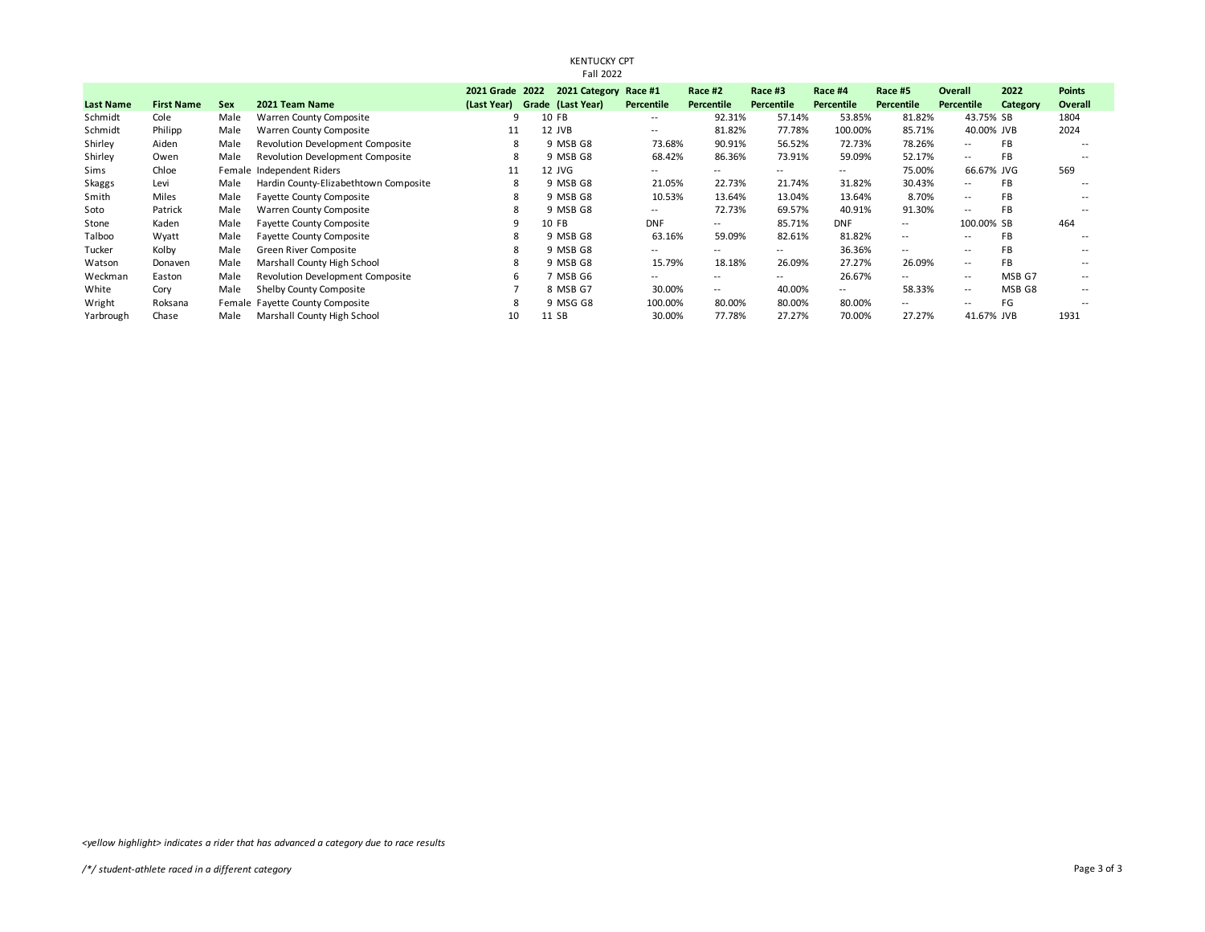KENTUCKY CPT
Fall 2022

| Last Name | First Name | Sex | 2021 Team Name | 2021 Grade (Last Year) | 2022 Grade | 2021 Category (Last Year) | Race #1 Percentile | Race #2 Percentile | Race #3 Percentile | Race #4 Percentile | Race #5 Percentile | Overall Percentile | 2022 Category | Points Overall |
|---|---|---|---|---|---|---|---|---|---|---|---|---|---|---|
| Schmidt | Cole | Male | Warren County Composite | 9 | 10 | FB | -- | 92.31% | 57.14% | 53.85% | 81.82% | 43.75% | SB | 1804 |
| Schmidt | Philipp | Male | Warren County Composite | 11 | 12 | JVB | -- | 81.82% | 77.78% | 100.00% | 85.71% | 40.00% | JVB | 2024 |
| Shirley | Aiden | Male | Revolution Development Composite | 8 | 9 | MSB G8 | 73.68% | 90.91% | 56.52% | 72.73% | 78.26% | -- | FB | -- |
| Shirley | Owen | Male | Revolution Development Composite | 8 | 9 | MSB G8 | 68.42% | 86.36% | 73.91% | 59.09% | 52.17% | -- | FB | -- |
| Sims | Chloe | Female | Independent Riders | 11 | 12 | JVG | -- | -- | -- | -- | 75.00% | 66.67% | JVG | 569 |
| Skaggs | Levi | Male | Hardin County-Elizabethtown Composite | 8 | 9 | MSB G8 | 21.05% | 22.73% | 21.74% | 31.82% | 30.43% | -- | FB | -- |
| Smith | Miles | Male | Fayette County Composite | 8 | 9 | MSB G8 | 10.53% | 13.64% | 13.04% | 13.64% | 8.70% | -- | FB | -- |
| Soto | Patrick | Male | Warren County Composite | 8 | 9 | MSB G8 | -- | 72.73% | 69.57% | 40.91% | 91.30% | -- | FB | -- |
| Stone | Kaden | Male | Fayette County Composite | 9 | 10 | FB | DNF | -- | 85.71% | DNF | -- | 100.00% | SB | 464 |
| Talboo | Wyatt | Male | Fayette County Composite | 8 | 9 | MSB G8 | 63.16% | 59.09% | 82.61% | 81.82% | -- | -- | FB | -- |
| Tucker | Kolby | Male | Green River Composite | 8 | 9 | MSB G8 | -- | -- | -- | 36.36% | -- | -- | FB | -- |
| Watson | Donaven | Male | Marshall County High School | 8 | 9 | MSB G8 | 15.79% | 18.18% | 26.09% | 27.27% | 26.09% | -- | FB | -- |
| Weckman | Easton | Male | Revolution Development Composite | 6 | 7 | MSB G6 | -- | -- | -- | 26.67% | -- | -- | MSB G7 | -- |
| White | Cory | Male | Shelby County Composite | 7 | 8 | MSB G7 | 30.00% | -- | 40.00% | -- | 58.33% | -- | MSB G8 | -- |
| Wright | Roksana | Female | Fayette County Composite | 8 | 9 | MSG G8 | 100.00% | 80.00% | 80.00% | 80.00% | -- | -- | FG | -- |
| Yarbrough | Chase | Male | Marshall County High School | 10 | 11 | SB | 30.00% | 77.78% | 27.27% | 70.00% | 27.27% | 41.67% | JVB | 1931 |

*<yellow highlight> indicates a rider that has advanced a category due to race results*

*/*/ student-athlete raced in a different category*